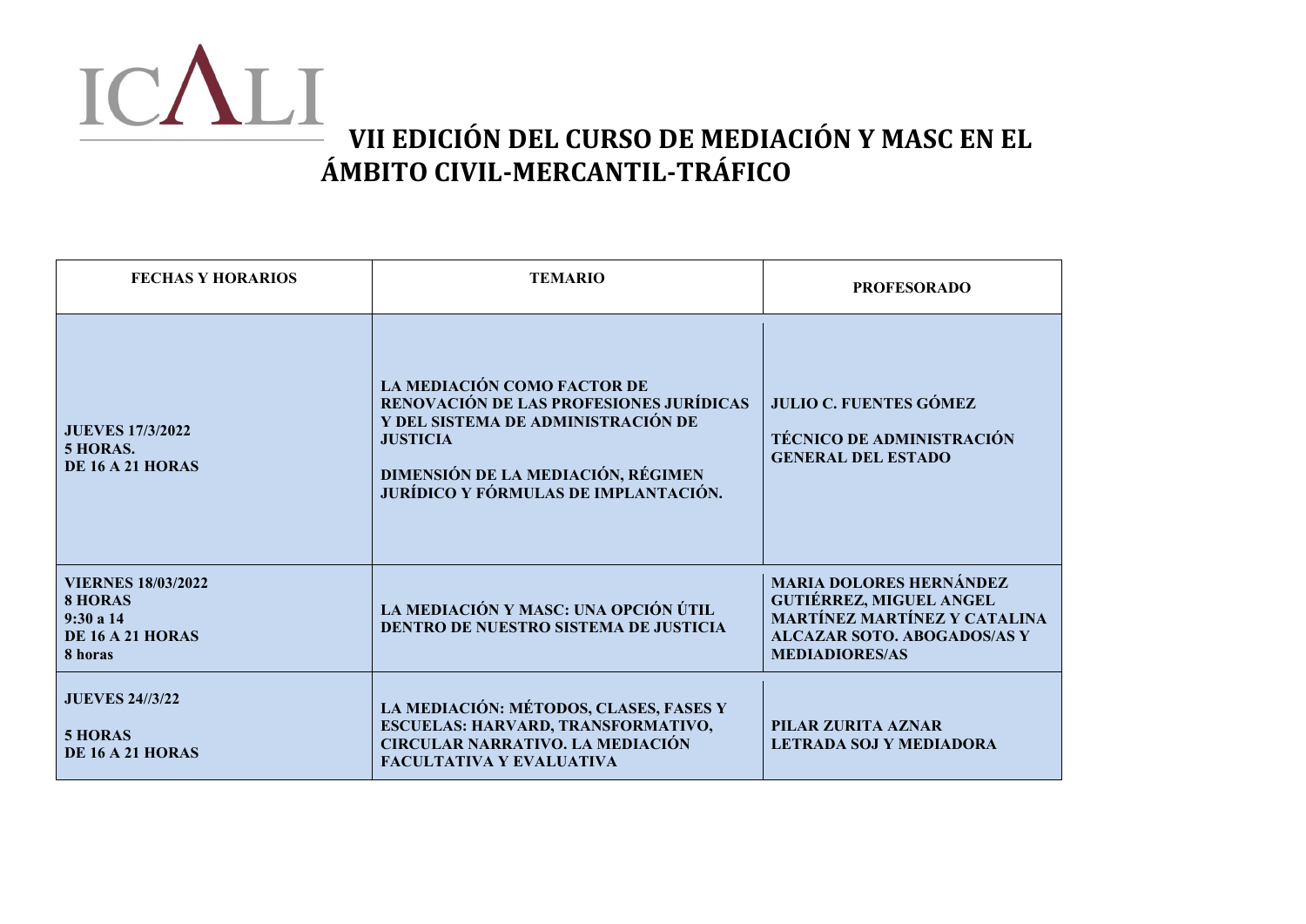ICALI

# VII EDICIÓN DEL CURSO DE MEDIACIÓN Y MASC EN EL ÁMBITO CIVIL-MERCANTIL-TRÁFICO

| FECHAS Y HORARIOS | TEMARIO | PROFESORADO |
|---|---|---|
| **JUEVES 17/3/2022**<br>**5 HORAS.**<br>**DE 16 A 21 HORAS** | **LA MEDIACIÓN COMO FACTOR DE RENOVACIÓN DE LAS PROFESIONES JURÍDICAS Y DEL SISTEMA DE ADMINISTRACIÓN DE JUSTICIA**<br><br>**DIMENSIÓN DE LA MEDIACIÓN, RÉGIMEN JURÍDICO Y FÓRMULAS DE IMPLANTACIÓN.** | **JULIO C. FUENTES GÓMEZ**<br><br>**TÉCNICO DE ADMINISTRACIÓN GENERAL DEL ESTADO** |
| **VIERNES 18/03/2022**<br>**8 HORAS**<br>**9:30 a 14**<br>**DE 16 A 21 HORAS**<br>**8 horas** | **LA MEDIACIÓN Y MASC: UNA OPCIÓN ÚTIL DENTRO DE NUESTRO SISTEMA DE JUSTICIA** | **MARIA DOLORES HERNÁNDEZ GUTIÉRREZ, MIGUEL ANGEL MARTÍNEZ MARTÍNEZ Y CATALINA ALCAZAR SOTO. ABOGADOS/AS Y MEDIADIORES/AS** |
| **JUEVES 24//3/22**<br><br>**5 HORAS**<br>**DE 16 A 21 HORAS** | **LA MEDIACIÓN: MÉTODOS, CLASES, FASES Y ESCUELAS: HARVARD, TRANSFORMATIVO, CIRCULAR NARRATIVO. LA MEDIACIÓN FACULTATIVA Y EVALUATIVA** | **PILAR ZURITA AZNAR**<br>**LETRADA SOJ Y MEDIADORA** |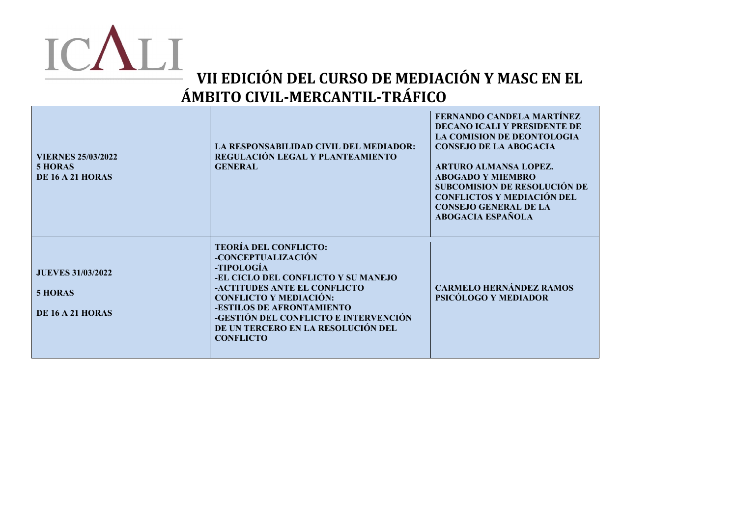ICALI

# VII EDICIÓN DEL CURSO DE MEDIACIÓN Y MASC EN EL ÁMBITO CIVIL-MERCANTIL-TRÁFICO

| | | |
|---|---|---|
| **VIERNES 25/03/2022**<br>**5 HORAS**<br>**DE 16 A 21 HORAS** | **LA RESPONSABILIDAD CIVIL DEL MEDIADOR: REGULACIÓN LEGAL Y PLANTEAMIENTO GENERAL** | **FERNANDO CANDELA MARTÍNEZ DECANO ICALI Y PRESIDENTE DE LA COMISION DE DEONTOLOGIA CONSEJO DE LA ABOGACIA**<br><br>**ARTURO ALMANSA LOPEZ. ABOGADO Y MIEMBRO SUBCOMISION DE RESOLUCIÓN DE CONFLICTOS Y MEDIACIÓN DEL CONSEJO GENERAL DE LA ABOGACIA ESPAÑOLA** |
| **JUEVES 31/03/2022**<br><br>**5 HORAS**<br><br>**DE 16 A 21 HORAS** | **TEORÍA DEL CONFLICTO:**<br>**-CONCEPTUALIZACIÓN**<br>**-TIPOLOGÍA**<br>**-EL CICLO DEL CONFLICTO Y SU MANEJO**<br>**-ACTITUDES ANTE EL CONFLICTO**<br>**CONFLICTO Y MEDIACIÓN:**<br>**-ESTILOS DE AFRONTAMIENTO**<br>**-GESTIÓN DEL CONFLICTO E INTERVENCIÓN DE UN TERCERO EN LA RESOLUCIÓN DEL CONFLICTO** | **CARMELO HERNÁNDEZ RAMOS PSICÓLOGO Y MEDIADOR** |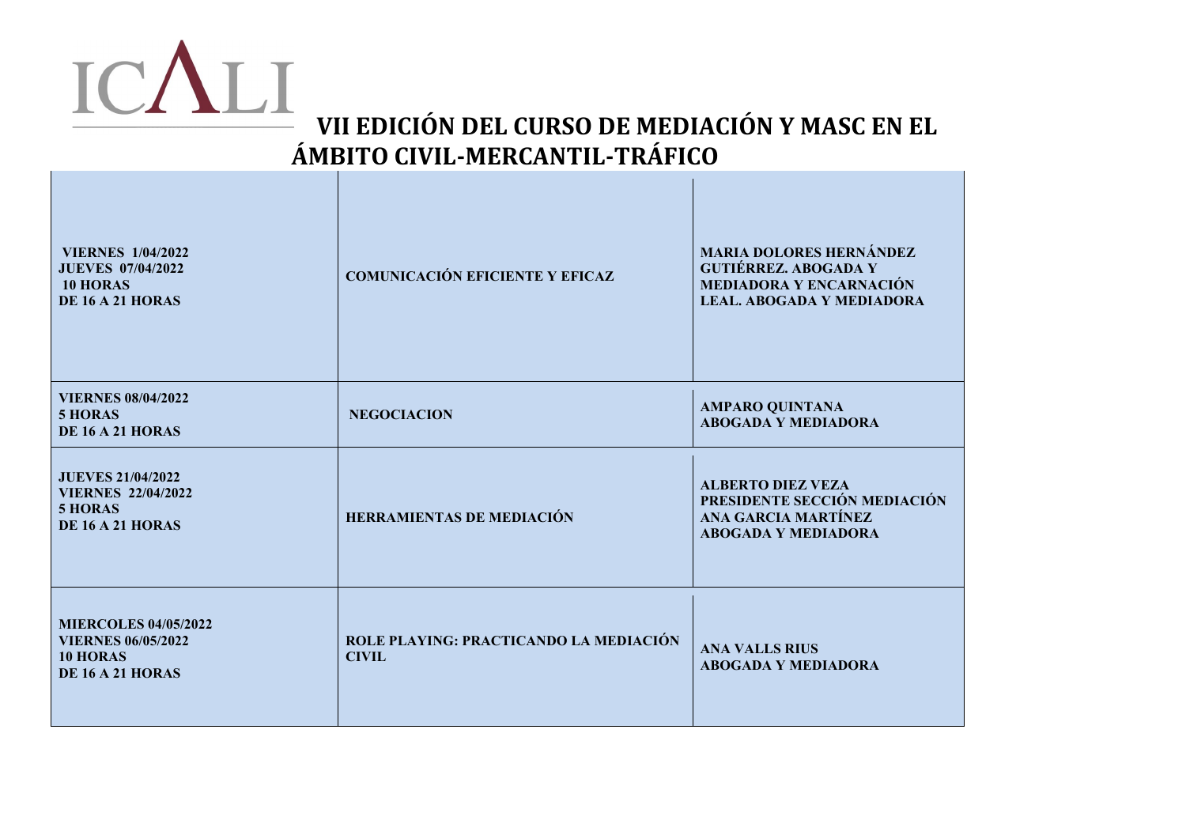ICALI

# VII EDICIÓN DEL CURSO DE MEDIACIÓN Y MASC EN EL ÁMBITO CIVIL-MERCANTIL-TRÁFICO

| | | |
|---|---|---|
| **VIERNES 1/04/2022**<br>**JUEVES 07/04/2022**<br>**10 HORAS**<br>**DE 16 A 21 HORAS** | **COMUNICACIÓN EFICIENTE Y EFICAZ** | **MARIA DOLORES HERNÁNDEZ GUTIÉRREZ. ABOGADA Y MEDIADORA Y ENCARNACIÓN LEAL. ABOGADA Y MEDIADORA** |
| **VIERNES 08/04/2022**<br>**5 HORAS**<br>**DE 16 A 21 HORAS** | **NEGOCIACION** | **AMPARO QUINTANA**<br>**ABOGADA Y MEDIADORA** |
| **JUEVES 21/04/2022**<br>**VIERNES 22/04/2022**<br>**5 HORAS**<br>**DE 16 A 21 HORAS** | **HERRAMIENTAS DE MEDIACIÓN** | **ALBERTO DIEZ VEZA**<br>**PRESIDENTE SECCIÓN MEDIACIÓN**<br>**ANA GARCIA MARTÍNEZ**<br>**ABOGADA Y MEDIADORA** |
| **MIERCOLES 04/05/2022**<br>**VIERNES 06/05/2022**<br>**10 HORAS**<br>**DE 16 A 21 HORAS** | **ROLE PLAYING: PRACTICANDO LA MEDIACIÓN CIVIL** | **ANA VALLS RIUS**<br>**ABOGADA Y MEDIADORA** |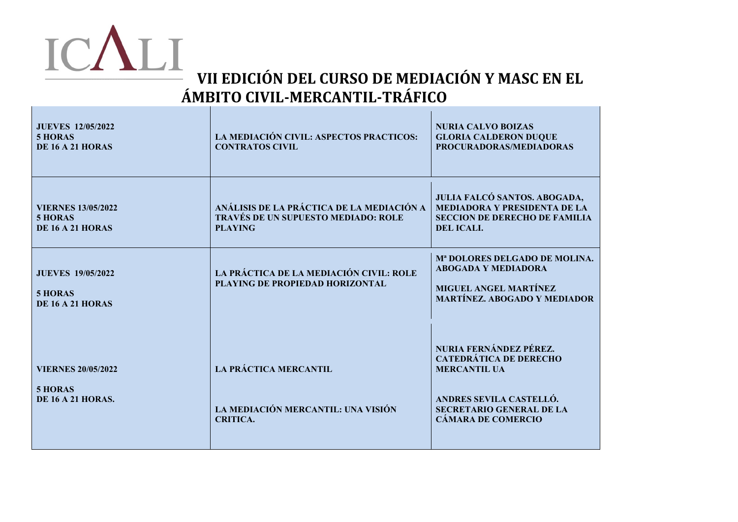ICALI

# VII EDICIÓN DEL CURSO DE MEDIACIÓN Y MASC EN EL ÁMBITO CIVIL-MERCANTIL-TRÁFICO

| | | |
|---|---|---|
| **JUEVES 12/05/2022<br>5 HORAS<br>DE 16 A 21 HORAS** | **LA MEDIACIÓN CIVIL: ASPECTOS PRACTICOS: CONTRATOS CIVIL** | **NURIA CALVO BOIZAS<br>GLORIA CALDERON DUQUE<br>PROCURADORAS/MEDIADORAS** |
| **VIERNES 13/05/2022<br>5 HORAS<br>DE 16 A 21 HORAS** | **ANÁLISIS DE LA PRÁCTICA DE LA MEDIACIÓN A TRAVÉS DE UN SUPUESTO MEDIADO: ROLE PLAYING** | **JULIA FALCÓ SANTOS. ABOGADA, MEDIADORA Y PRESIDENTA DE LA SECCION DE DERECHO DE FAMILIA DEL ICALI.** |
| **JUEVES 19/05/2022<br>5 HORAS<br>DE 16 A 21 HORAS** | **LA PRÁCTICA DE LA MEDIACIÓN CIVIL: ROLE PLAYING DE PROPIEDAD HORIZONTAL** | **Mª DOLORES DELGADO DE MOLINA. ABOGADA Y MEDIADORA<br>MIGUEL ANGEL MARTÍNEZ MARTÍNEZ. ABOGADO Y MEDIADOR** |
| **VIERNES 20/05/2022<br>5 HORAS<br>DE 16 A 21 HORAS.** | **LA PRÁCTICA MERCANTIL<br>LA MEDIACIÓN MERCANTIL: UNA VISIÓN CRITICA.** | **NURIA FERNÁNDEZ PÉREZ. CATEDRÁTICA DE DERECHO MERCANTIL UA<br>ANDRES SEVILA CASTELLÓ. SECRETARIO GENERAL DE LA CÁMARA DE COMERCIO** |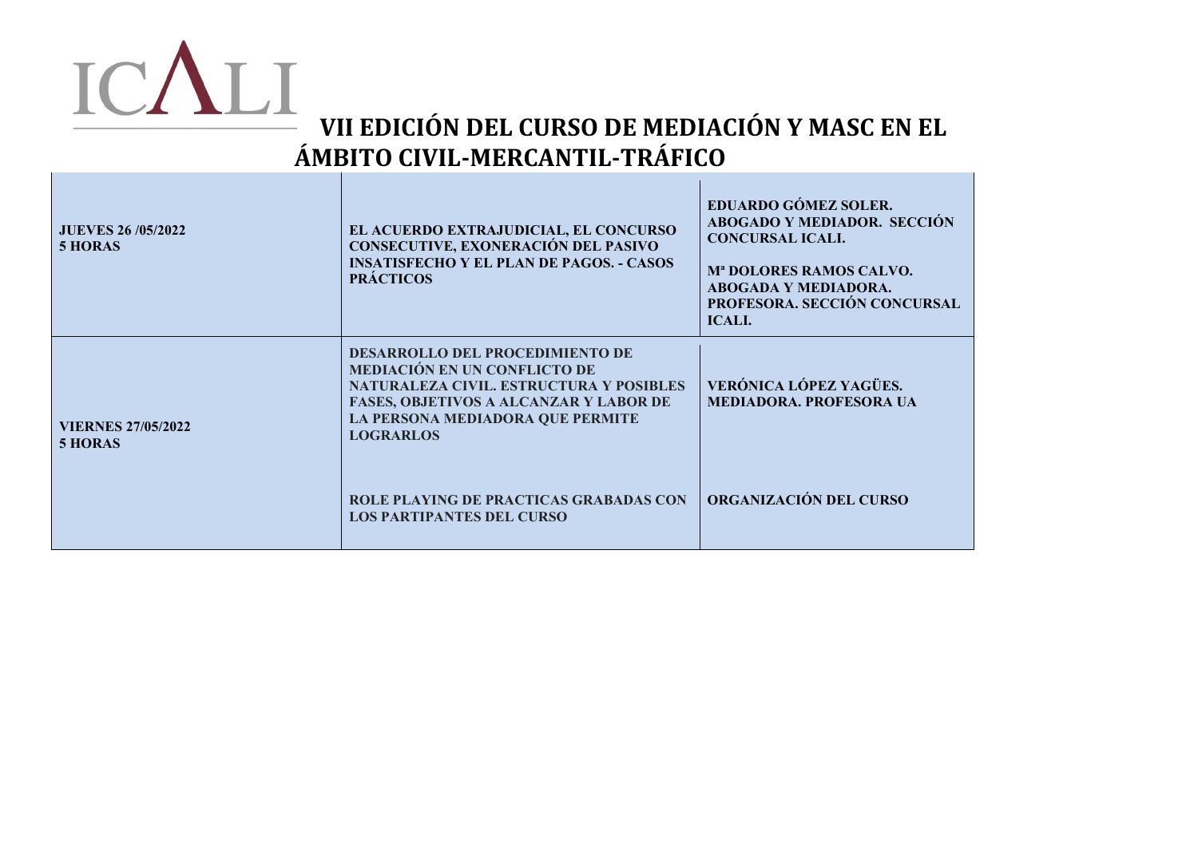ICALI

# VII EDICIÓN DEL CURSO DE MEDIACIÓN Y MASC EN EL ÁMBITO CIVIL-MERCANTIL-TRÁFICO

| | | |
|---|---|---|
| **JUEVES 26 /05/2022**<br>**5 HORAS** | **EL ACUERDO EXTRAJUDICIAL, EL CONCURSO CONSECUTIVE, EXONERACIÓN DEL PASIVO INSATISFECHO Y EL PLAN DE PAGOS. - CASOS PRÁCTICOS** | **EDUARDO GÓMEZ SOLER. ABOGADO Y MEDIADOR. SECCIÓN CONCURSAL ICALI.**<br><br>**Mª DOLORES RAMOS CALVO. ABOGADA Y MEDIADORA. PROFESORA. SECCIÓN CONCURSAL ICALI.** |
| **VIERNES 27/05/2022**<br>**5 HORAS** | **DESARROLLO DEL PROCEDIMIENTO DE MEDIACIÓN EN UN CONFLICTO DE NATURALEZA CIVIL. ESTRUCTURA Y POSIBLES FASES, OBJETIVOS A ALCANZAR Y LABOR DE LA PERSONA MEDIADORA QUE PERMITE LOGRARLOS**<br><br>**ROLE PLAYING DE PRACTICAS GRABADAS CON LOS PARTIPANTES DEL CURSO** | **VERÓNICA LÓPEZ YAGÜES. MEDIADORA. PROFESORA UA**<br><br>**ORGANIZACIÓN DEL CURSO** |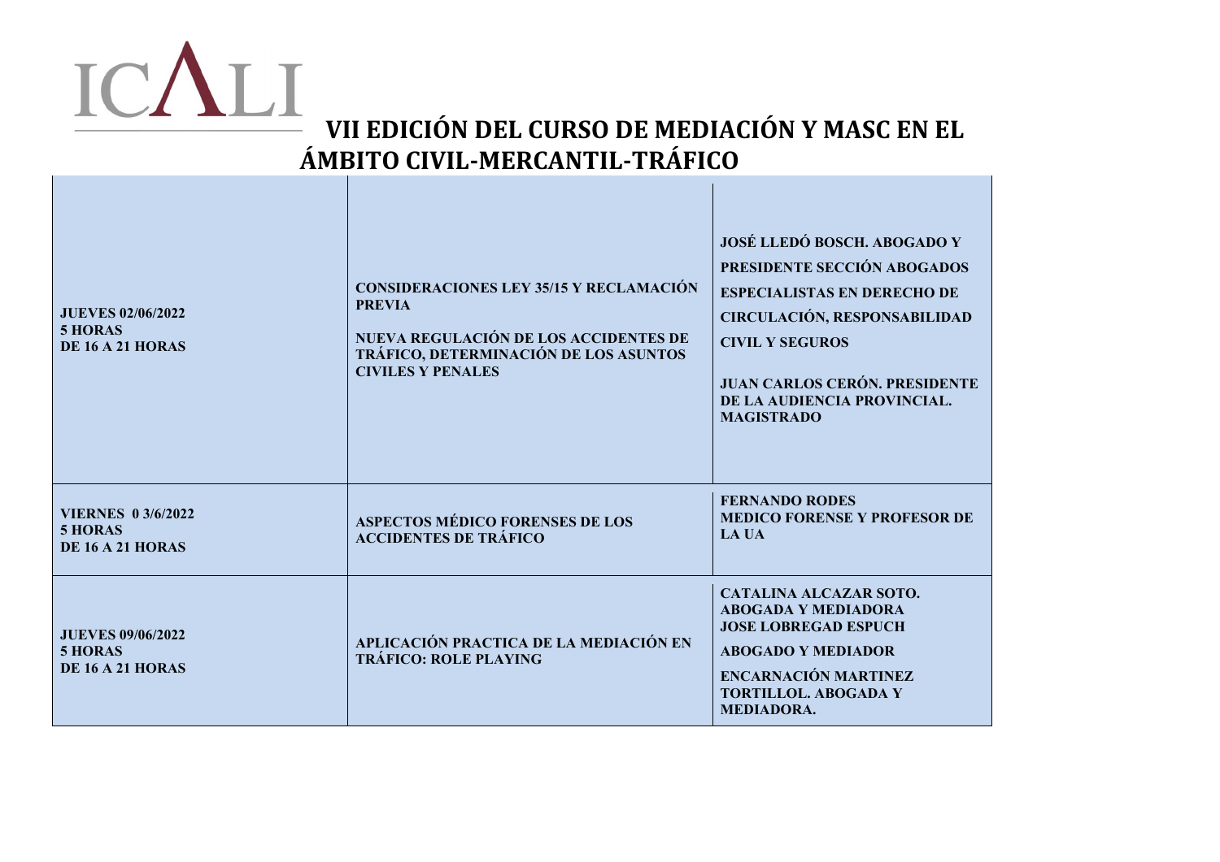ICALI

# VII EDICIÓN DEL CURSO DE MEDIACIÓN Y MASC EN EL ÁMBITO CIVIL-MERCANTIL-TRÁFICO

| | | |
|---|---|---|
| **JUEVES 02/06/2022**<br>**5 HORAS**<br>**DE 16 A 21 HORAS** | **CONSIDERACIONES LEY 35/15 Y RECLAMACIÓN PREVIA**<br><br>**NUEVA REGULACIÓN DE LOS ACCIDENTES DE TRÁFICO, DETERMINACIÓN DE LOS ASUNTOS CIVILES Y PENALES** | **JOSÉ LLEDÓ BOSCH. ABOGADO Y PRESIDENTE SECCIÓN ABOGADOS ESPECIALISTAS EN DERECHO DE CIRCULACIÓN, RESPONSABILIDAD CIVIL Y SEGUROS**<br><br>**JUAN CARLOS CERÓN. PRESIDENTE DE LA AUDIENCIA PROVINCIAL. MAGISTRADO** |
| **VIERNES 0 3/6/2022**<br>**5 HORAS**<br>**DE 16 A 21 HORAS** | **ASPECTOS MÉDICO FORENSES DE LOS ACCIDENTES DE TRÁFICO** | **FERNANDO RODES**<br>**MEDICO FORENSE Y PROFESOR DE LA UA** |
| **JUEVES 09/06/2022**<br>**5 HORAS**<br>**DE 16 A 21 HORAS** | **APLICACIÓN PRACTICA DE LA MEDIACIÓN EN TRÁFICO: ROLE PLAYING** | **CATALINA ALCAZAR SOTO. ABOGADA Y MEDIADORA**<br>**JOSE LOBREGAD ESPUCH**<br>**ABOGADO Y MEDIADOR**<br>**ENCARNACIÓN MARTINEZ TORTILLOL. ABOGADA Y MEDIADORA.** |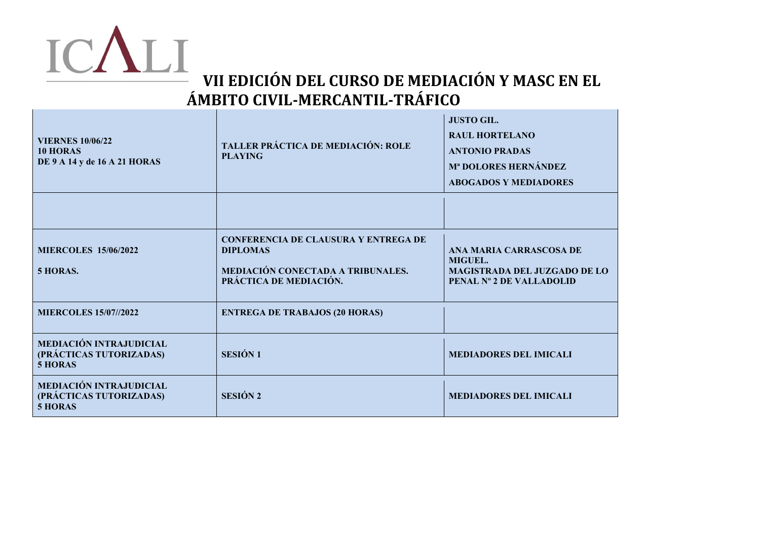ICALI

# VII EDICIÓN DEL CURSO DE MEDIACIÓN Y MASC EN EL ÁMBITO CIVIL-MERCANTIL-TRÁFICO

| | | |
|---|---|---|
| **VIERNES 10/06/22**<br>**10 HORAS**<br>**DE 9 A 14 y de 16 A 21 HORAS** | **TALLER PRÁCTICA DE MEDIACIÓN: ROLE PLAYING** | **JUSTO GIL.**<br>**RAUL HORTELANO**<br>**ANTONIO PRADAS**<br>**Mª DOLORES HERNÁNDEZ**<br>**ABOGADOS Y MEDIADORES** |
| | | |
| **MIERCOLES 15/06/2022**<br><br>**5 HORAS.** | **CONFERENCIA DE CLAUSURA Y ENTREGA DE DIPLOMAS**<br><br>**MEDIACIÓN CONECTADA A TRIBUNALES. PRÁCTICA DE MEDIACIÓN.** | **ANA MARIA CARRASCOSA DE MIGUEL.**<br>**MAGISTRADA DEL JUZGADO DE LO PENAL Nº 2 DE VALLADOLID** |
| **MIERCOLES 15/07//2022** | **ENTREGA DE TRABAJOS (20 HORAS)** | |
| **MEDIACIÓN INTRAJUDICIAL (PRÁCTICAS TUTORIZADAS)**<br>**5 HORAS** | **SESIÓN 1** | **MEDIADORES DEL IMICALI** |
| **MEDIACIÓN INTRAJUDICIAL (PRÁCTICAS TUTORIZADAS)**<br>**5 HORAS** | **SESIÓN 2** | **MEDIADORES DEL IMICALI** |